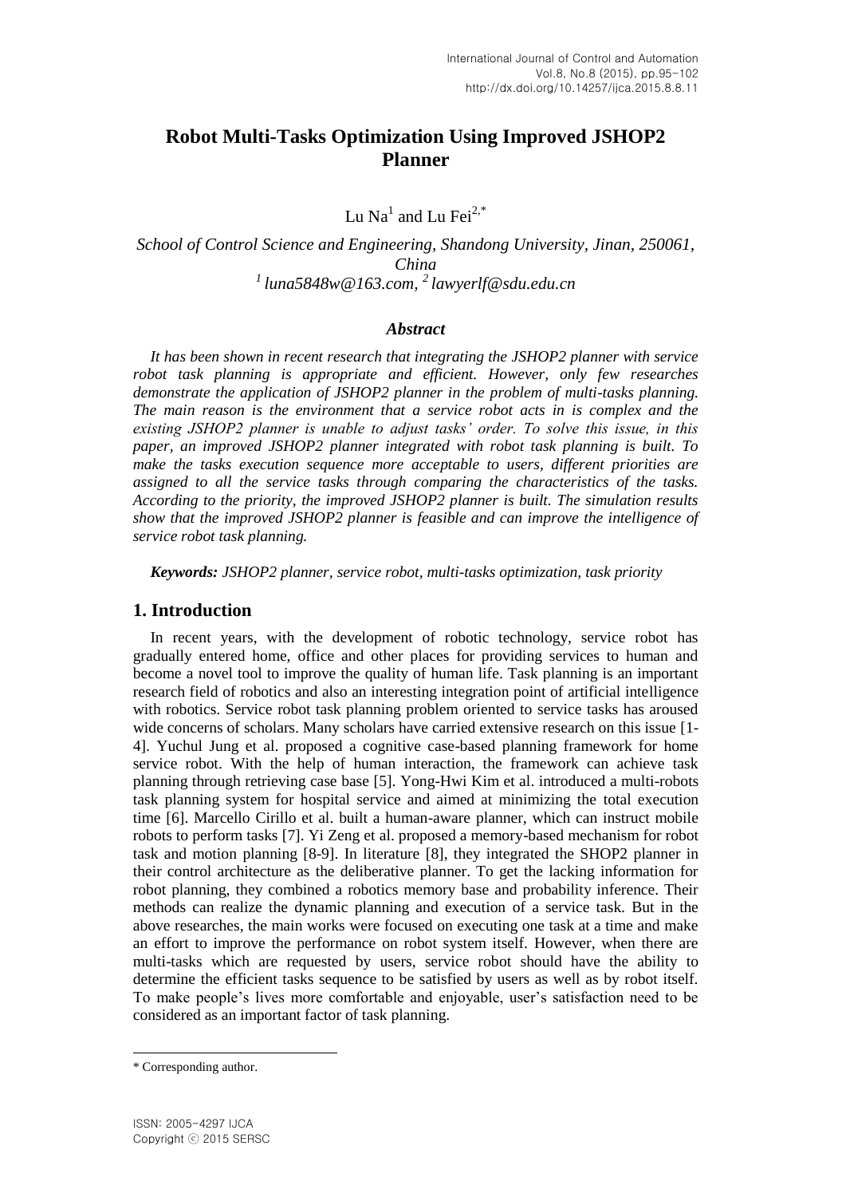# Robot Multi-Tasks Optimization Using Improved JSHOP2 Planner

Lu Na[1] and Lu Fei[2,*]

*School of Control Science and Engineering, Shandong University, Jinan, 250061, China*
*[1] luna5848w@163.com, [2] lawyerlf@sdu.edu.cn*

### *Abstract*

*It has been shown in recent research that integrating the JSHOP2 planner with service robot task planning is appropriate and efficient. However, only few researches demonstrate the application of JSHOP2 planner in the problem of multi-tasks planning. The main reason is the environment that a service robot acts in is complex and the existing JSHOP2 planner is unable to adjust tasks' order. To solve this issue, in this paper, an improved JSHOP2 planner integrated with robot task planning is built. To make the tasks execution sequence more acceptable to users, different priorities are assigned to all the service tasks through comparing the characteristics of the tasks. According to the priority, the improved JSHOP2 planner is built. The simulation results show that the improved JSHOP2 planner is feasible and can improve the intelligence of service robot task planning.*

***Keywords:*** *JSHOP2 planner, service robot, multi-tasks optimization, task priority*

## 1. Introduction

In recent years, with the development of robotic technology, service robot has gradually entered home, office and other places for providing services to human and become a novel tool to improve the quality of human life. Task planning is an important research field of robotics and also an interesting integration point of artificial intelligence with robotics. Service robot task planning problem oriented to service tasks has aroused wide concerns of scholars. Many scholars have carried extensive research on this issue [1-4]. Yuchul Jung et al. proposed a cognitive case-based planning framework for home service robot. With the help of human interaction, the framework can achieve task planning through retrieving case base [5]. Yong-Hwi Kim et al. introduced a multi-robots task planning system for hospital service and aimed at minimizing the total execution time [6]. Marcello Cirillo et al. built a human-aware planner, which can instruct mobile robots to perform tasks [7]. Yi Zeng et al. proposed a memory-based mechanism for robot task and motion planning [8-9]. In literature [8], they integrated the SHOP2 planner in their control architecture as the deliberative planner. To get the lacking information for robot planning, they combined a robotics memory base and probability inference. Their methods can realize the dynamic planning and execution of a service task. But in the above researches, the main works were focused on executing one task at a time and make an effort to improve the performance on robot system itself. However, when there are multi-tasks which are requested by users, service robot should have the ability to determine the efficient tasks sequence to be satisfied by users as well as by robot itself. To make people's lives more comfortable and enjoyable, user's satisfaction need to be considered as an important factor of task planning.

---

* Corresponding author.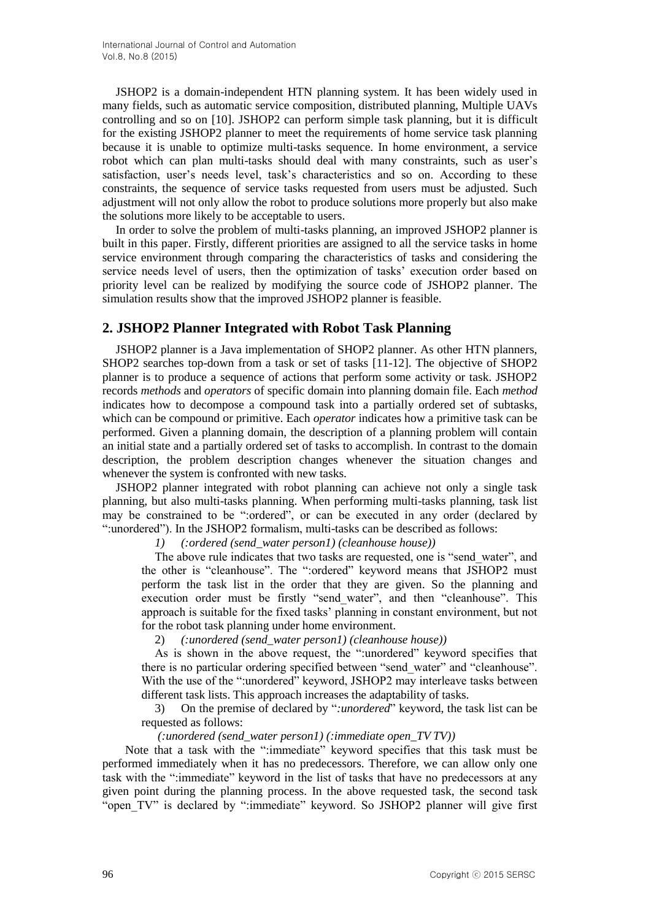JSHOP2 is a domain-independent HTN planning system. It has been widely used in many fields, such as automatic service composition, distributed planning, Multiple UAVs controlling and so on [10]. JSHOP2 can perform simple task planning, but it is difficult for the existing JSHOP2 planner to meet the requirements of home service task planning because it is unable to optimize multi-tasks sequence. In home environment, a service robot which can plan multi-tasks should deal with many constraints, such as user's satisfaction, user's needs level, task's characteristics and so on. According to these constraints, the sequence of service tasks requested from users must be adjusted. Such adjustment will not only allow the robot to produce solutions more properly but also make the solutions more likely to be acceptable to users.

In order to solve the problem of multi-tasks planning, an improved JSHOP2 planner is built in this paper. Firstly, different priorities are assigned to all the service tasks in home service environment through comparing the characteristics of tasks and considering the service needs level of users, then the optimization of tasks' execution order based on priority level can be realized by modifying the source code of JSHOP2 planner. The simulation results show that the improved JSHOP2 planner is feasible.

## 2. JSHOP2 Planner Integrated with Robot Task Planning

JSHOP2 planner is a Java implementation of SHOP2 planner. As other HTN planners, SHOP2 searches top-down from a task or set of tasks [11-12]. The objective of SHOP2 planner is to produce a sequence of actions that perform some activity or task. JSHOP2 records *methods* and *operators* of specific domain into planning domain file. Each *method* indicates how to decompose a compound task into a partially ordered set of subtasks, which can be compound or primitive. Each *operator* indicates how a primitive task can be performed. Given a planning domain, the description of a planning problem will contain an initial state and a partially ordered set of tasks to accomplish. In contrast to the domain description, the problem description changes whenever the situation changes and whenever the system is confronted with new tasks.

JSHOP2 planner integrated with robot planning can achieve not only a single task planning, but also multi-tasks planning. When performing multi-tasks planning, task list may be constrained to be ":ordered", or can be executed in any order (declared by ":unordered"). In the JSHOP2 formalism, multi-tasks can be described as follows:

1) *(:ordered (send_water person1) (cleanhouse house))*

The above rule indicates that two tasks are requested, one is "send_water", and the other is "cleanhouse". The ":ordered" keyword means that JSHOP2 must perform the task list in the order that they are given. So the planning and execution order must be firstly "send_water", and then "cleanhouse". This approach is suitable for the fixed tasks' planning in constant environment, but not for the robot task planning under home environment.

2) *(:unordered (send_water person1) (cleanhouse house))*

As is shown in the above request, the ":unordered" keyword specifies that there is no particular ordering specified between "send_water" and "cleanhouse". With the use of the ":unordered" keyword, JSHOP2 may interleave tasks between different task lists. This approach increases the adaptability of tasks.

3) On the premise of declared by "*:unordered*" keyword, the task list can be requested as follows:

*(:unordered (send_water person1) (:immediate open_TV TV))*

Note that a task with the ":immediate" keyword specifies that this task must be performed immediately when it has no predecessors. Therefore, we can allow only one task with the ":immediate" keyword in the list of tasks that have no predecessors at any given point during the planning process. In the above requested task, the second task "open_TV" is declared by ":immediate" keyword. So JSHOP2 planner will give first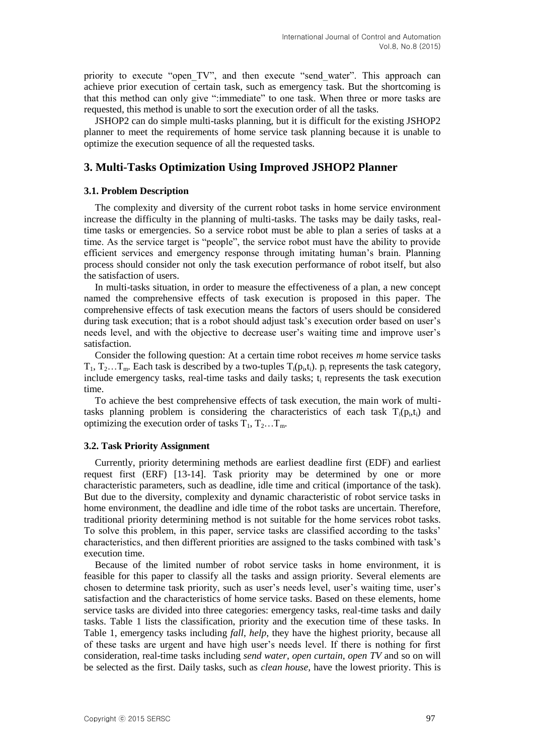priority to execute "open_TV", and then execute "send_water". This approach can achieve prior execution of certain task, such as emergency task. But the shortcoming is that this method can only give ":immediate" to one task. When three or more tasks are requested, this method is unable to sort the execution order of all the tasks.

JSHOP2 can do simple multi-tasks planning, but it is difficult for the existing JSHOP2 planner to meet the requirements of home service task planning because it is unable to optimize the execution sequence of all the requested tasks.

## 3. Multi-Tasks Optimization Using Improved JSHOP2 Planner

### 3.1. Problem Description

The complexity and diversity of the current robot tasks in home service environment increase the difficulty in the planning of multi-tasks. The tasks may be daily tasks, real-time tasks or emergencies. So a service robot must be able to plan a series of tasks at a time. As the service target is "people", the service robot must have the ability to provide efficient services and emergency response through imitating human's brain. Planning process should consider not only the task execution performance of robot itself, but also the satisfaction of users.

In multi-tasks situation, in order to measure the effectiveness of a plan, a new concept named the comprehensive effects of task execution is proposed in this paper. The comprehensive effects of task execution means the factors of users should be considered during task execution; that is a robot should adjust task's execution order based on user's needs level, and with the objective to decrease user's waiting time and improve user's satisfaction.

Consider the following question: At a certain time robot receives *m* home service tasks $T_1$, $T_2 \ldots T_m$. Each task is described by a two-tuples $T_i(p_i,t_i)$. $p_i$ represents the task category, include emergency tasks, real-time tasks and daily tasks; $t_i$ represents the task execution time.

To achieve the best comprehensive effects of task execution, the main work of multi-tasks planning problem is considering the characteristics of each task $T_i(p_i,t_i)$ and optimizing the execution order of tasks $T_1$, $T_2 \ldots T_m$.

### 3.2. Task Priority Assignment

Currently, priority determining methods are earliest deadline first (EDF) and earliest request first (ERF) [13-14]. Task priority may be determined by one or more characteristic parameters, such as deadline, idle time and critical (importance of the task). But due to the diversity, complexity and dynamic characteristic of robot service tasks in home environment, the deadline and idle time of the robot tasks are uncertain. Therefore, traditional priority determining method is not suitable for the home services robot tasks. To solve this problem, in this paper, service tasks are classified according to the tasks' characteristics, and then different priorities are assigned to the tasks combined with task's execution time.

Because of the limited number of robot service tasks in home environment, it is feasible for this paper to classify all the tasks and assign priority. Several elements are chosen to determine task priority, such as user's needs level, user's waiting time, user's satisfaction and the characteristics of home service tasks. Based on these elements, home service tasks are divided into three categories: emergency tasks, real-time tasks and daily tasks. Table 1 lists the classification, priority and the execution time of these tasks. In Table 1, emergency tasks including *fall*, *help*, they have the highest priority, because all of these tasks are urgent and have high user's needs level. If there is nothing for first consideration, real-time tasks including *send water*, *open curtain*, *open TV* and so on will be selected as the first. Daily tasks, such as *clean house*, have the lowest priority. This is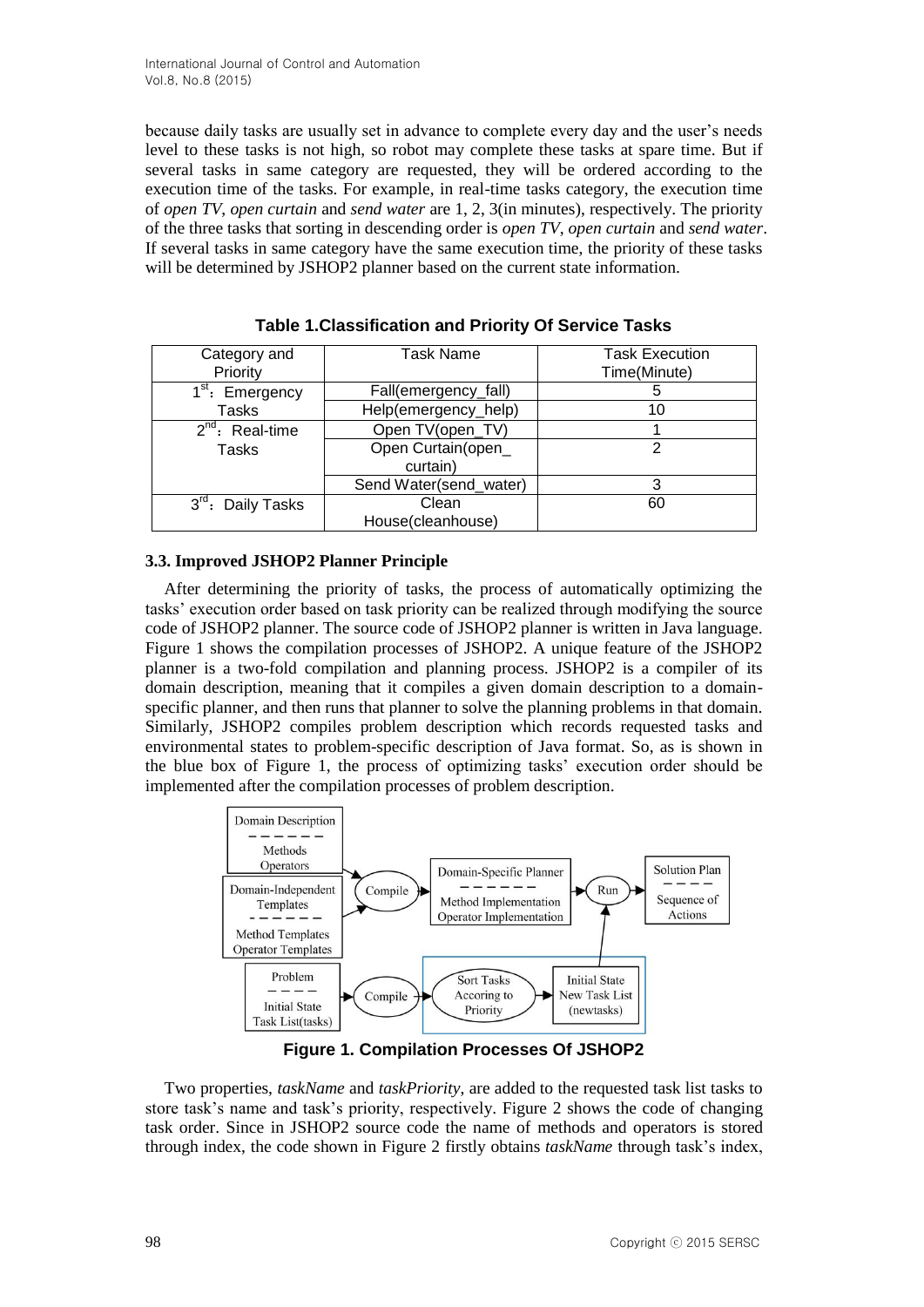because daily tasks are usually set in advance to complete every day and the user's needs level to these tasks is not high, so robot may complete these tasks at spare time. But if several tasks in same category are requested, they will be ordered according to the execution time of the tasks. For example, in real-time tasks category, the execution time of *open TV*, *open curtain* and *send water* are 1, 2, 3(in minutes), respectively. The priority of the three tasks that sorting in descending order is *open TV*, *open curtain* and *send water*. If several tasks in same category have the same execution time, the priority of these tasks will be determined by JSHOP2 planner based on the current state information.

**Table 1.Classification and Priority Of Service Tasks**

| Category and Priority | Task Name | Task Execution Time(Minute) |
|---|---|---|
| 1st：Emergency Tasks | Fall(emergency_fall) | 5 |
| | Help(emergency_help) | 10 |
| 2nd：Real-time Tasks | Open TV(open_TV) | 1 |
| | Open Curtain(open_ curtain) | 2 |
| | Send Water(send_water) | 3 |
| 3rd：Daily Tasks | Clean House(cleanhouse) | 60 |

### 3.3. Improved JSHOP2 Planner Principle

After determining the priority of tasks, the process of automatically optimizing the tasks' execution order based on task priority can be realized through modifying the source code of JSHOP2 planner. The source code of JSHOP2 planner is written in Java language. Figure 1 shows the compilation processes of JSHOP2. A unique feature of the JSHOP2 planner is a two-fold compilation and planning process. JSHOP2 is a compiler of its domain description, meaning that it compiles a given domain description to a domain-specific planner, and then runs that planner to solve the planning problems in that domain. Similarly, JSHOP2 compiles problem description which records requested tasks and environmental states to problem-specific description of Java format. So, as is shown in the blue box of Figure 1, the process of optimizing tasks' execution order should be implemented after the compilation processes of problem description.

Domain Description — Methods, Operators; Domain-Independent Templates — Method Templates, Operator Templates; Compile; Domain-Specific Planner — Method Implementation, Operator Implementation; Run; Solution Plan — Sequence of Actions; Problem — Initial State, Task List(tasks); Compile; Sort Tasks Accoring to Priority; Initial State, New Task List (newtasks)

**Figure 1. Compilation Processes Of JSHOP2**

Two properties, *taskName* and *taskPriority*, are added to the requested task list tasks to store task's name and task's priority, respectively. Figure 2 shows the code of changing task order. Since in JSHOP2 source code the name of methods and operators is stored through index, the code shown in Figure 2 firstly obtains *taskName* through task's index,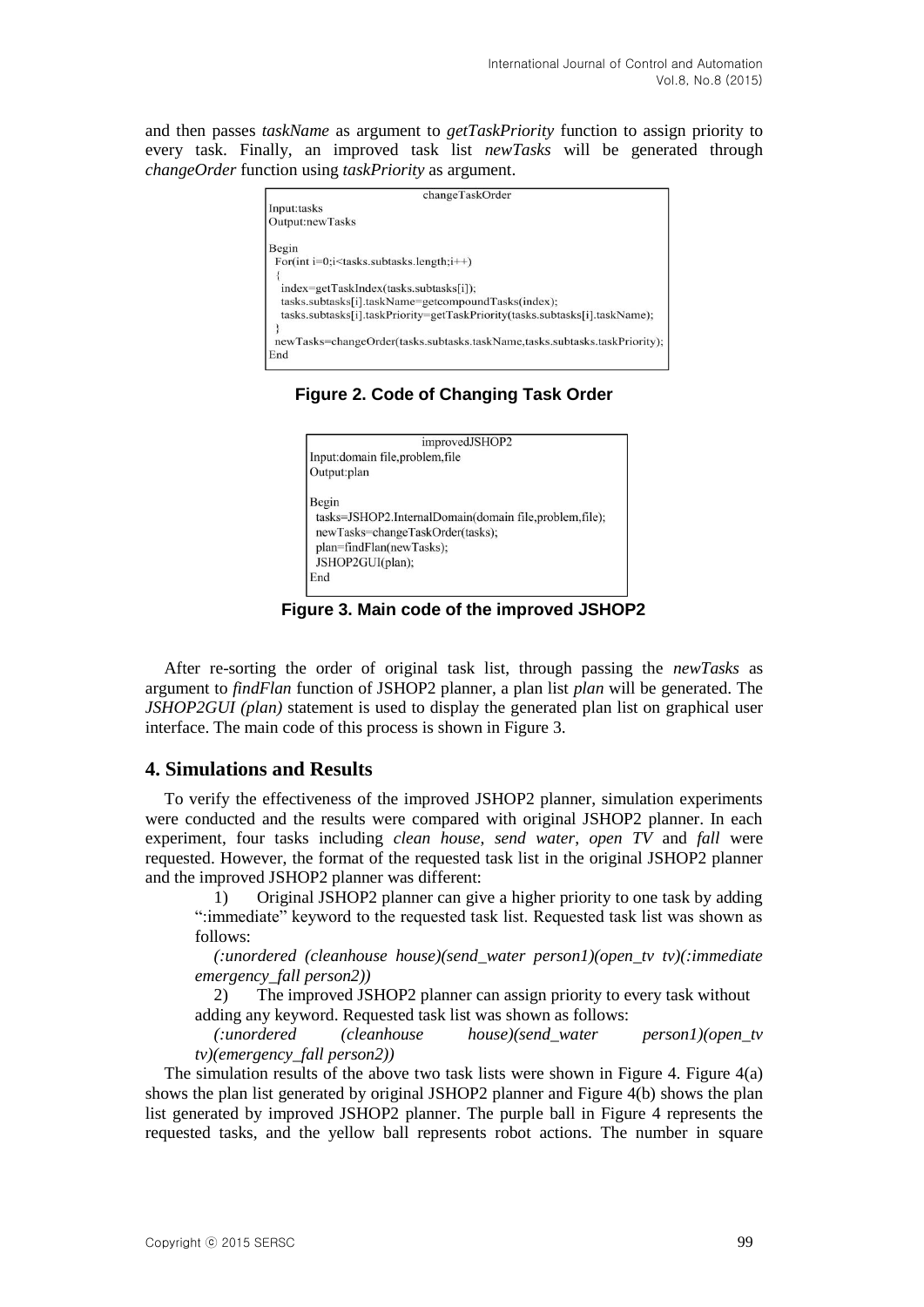and then passes *taskName* as argument to *getTaskPriority* function to assign priority to every task. Finally, an improved task list *newTasks* will be generated through *changeOrder* function using *taskPriority* as argument.

```
changeTaskOrder
Input:tasks
Output:newTasks

Begin
  For(int i=0;i<tasks.subtasks.length;i++)
  {
    index=getTaskIndex(tasks.subtasks[i]);
    tasks.subtasks[i].taskName=getcompoundTasks(index);
    tasks.subtasks[i].taskPriority=getTaskPriority(tasks.subtasks[i].taskName);
  }
  newTasks=changeOrder(tasks.subtasks.taskName,tasks.subtasks.taskPriority);
End
```

**Figure 2. Code of Changing Task Order**

```
improvedJSHOP2
Input:domain file,problem,file
Output:plan

Begin
  tasks=JSHOP2.InternalDomain(domain file,problem,file);
  newTasks=changeTaskOrder(tasks);
  plan=findFlan(newTasks);
  JSHOP2GUI(plan);
End
```

**Figure 3. Main code of the improved JSHOP2**

After re-sorting the order of original task list, through passing the *newTasks* as argument to *findFlan* function of JSHOP2 planner, a plan list *plan* will be generated. The *JSHOP2GUI (plan)* statement is used to display the generated plan list on graphical user interface. The main code of this process is shown in Figure 3.

## 4. Simulations and Results

To verify the effectiveness of the improved JSHOP2 planner, simulation experiments were conducted and the results were compared with original JSHOP2 planner. In each experiment, four tasks including *clean house*, *send water*, *open TV* and *fall* were requested. However, the format of the requested task list in the original JSHOP2 planner and the improved JSHOP2 planner was different:

1) Original JSHOP2 planner can give a higher priority to one task by adding ":immediate" keyword to the requested task list. Requested task list was shown as follows:

   *(:unordered (cleanhouse house)(send_water person1)(open_tv tv)(:immediate emergency_fall person2))*

2) The improved JSHOP2 planner can assign priority to every task without adding any keyword. Requested task list was shown as follows:

   *(:unordered (cleanhouse house)(send_water person1)(open_tv tv)(emergency_fall person2))*

The simulation results of the above two task lists were shown in Figure 4. Figure 4(a) shows the plan list generated by original JSHOP2 planner and Figure 4(b) shows the plan list generated by improved JSHOP2 planner. The purple ball in Figure 4 represents the requested tasks, and the yellow ball represents robot actions. The number in square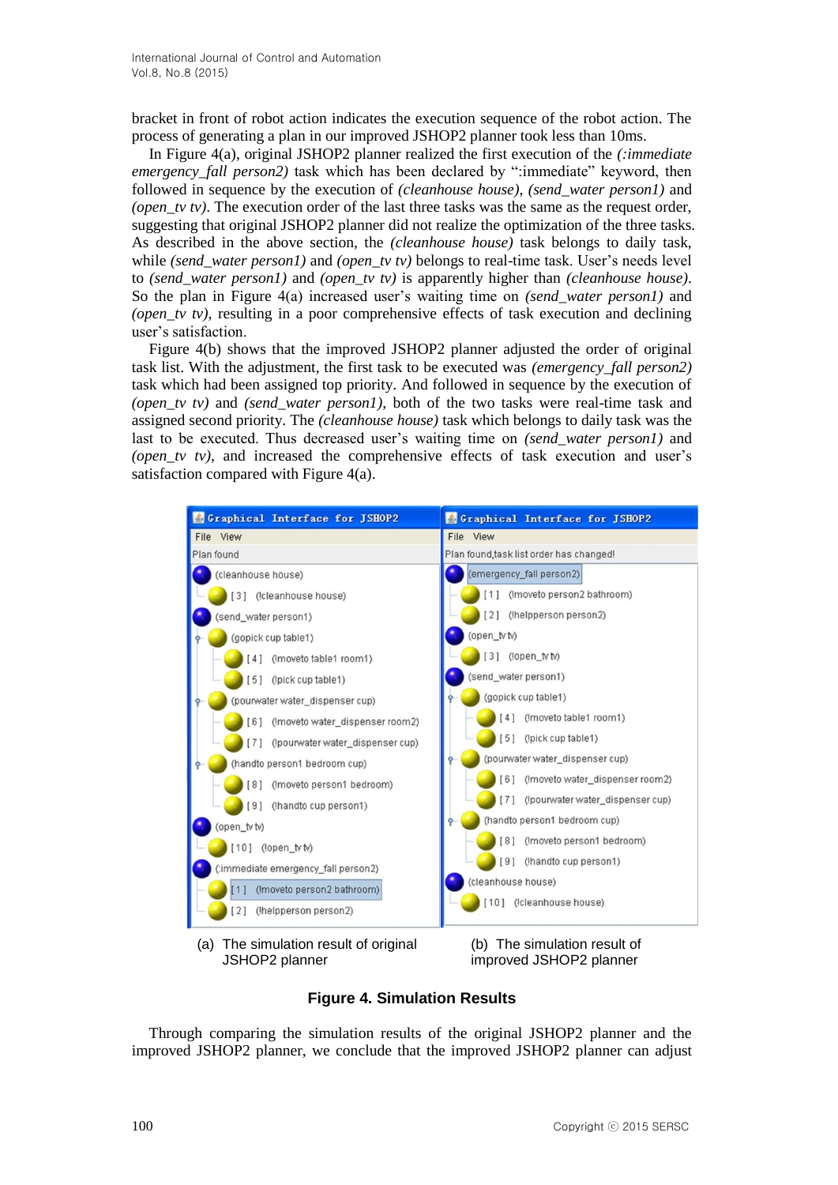bracket in front of robot action indicates the execution sequence of the robot action. The process of generating a plan in our improved JSHOP2 planner took less than 10ms.

In Figure 4(a), original JSHOP2 planner realized the first execution of the *(:immediate emergency_fall person2)* task which has been declared by ":immediate" keyword, then followed in sequence by the execution of *(cleanhouse house)*, *(send_water person1)* and *(open_tv tv)*. The execution order of the last three tasks was the same as the request order, suggesting that original JSHOP2 planner did not realize the optimization of the three tasks. As described in the above section, the *(cleanhouse house)* task belongs to daily task, while *(send_water person1)* and *(open_tv tv)* belongs to real-time task. User's needs level to *(send_water person1)* and *(open_tv tv)* is apparently higher than *(cleanhouse house)*. So the plan in Figure 4(a) increased user's waiting time on *(send_water person1)* and *(open_tv tv)*, resulting in a poor comprehensive effects of task execution and declining user's satisfaction.

Figure 4(b) shows that the improved JSHOP2 planner adjusted the order of original task list. With the adjustment, the first task to be executed was *(emergency_fall person2)* task which had been assigned top priority. And followed in sequence by the execution of *(open_tv tv)* and *(send_water person1)*, both of the two tasks were real-time task and assigned second priority. The *(cleanhouse house)* task which belongs to daily task was the last to be executed. Thus decreased user's waiting time on *(send_water person1)* and *(open_tv tv)*, and increased the comprehensive effects of task execution and user's satisfaction compared with Figure 4(a).

(a) The simulation result of original JSHOP2 planner

(b) The simulation result of improved JSHOP2 planner

**Figure 4. Simulation Results**

Through comparing the simulation results of the original JSHOP2 planner and the improved JSHOP2 planner, we conclude that the improved JSHOP2 planner can adjust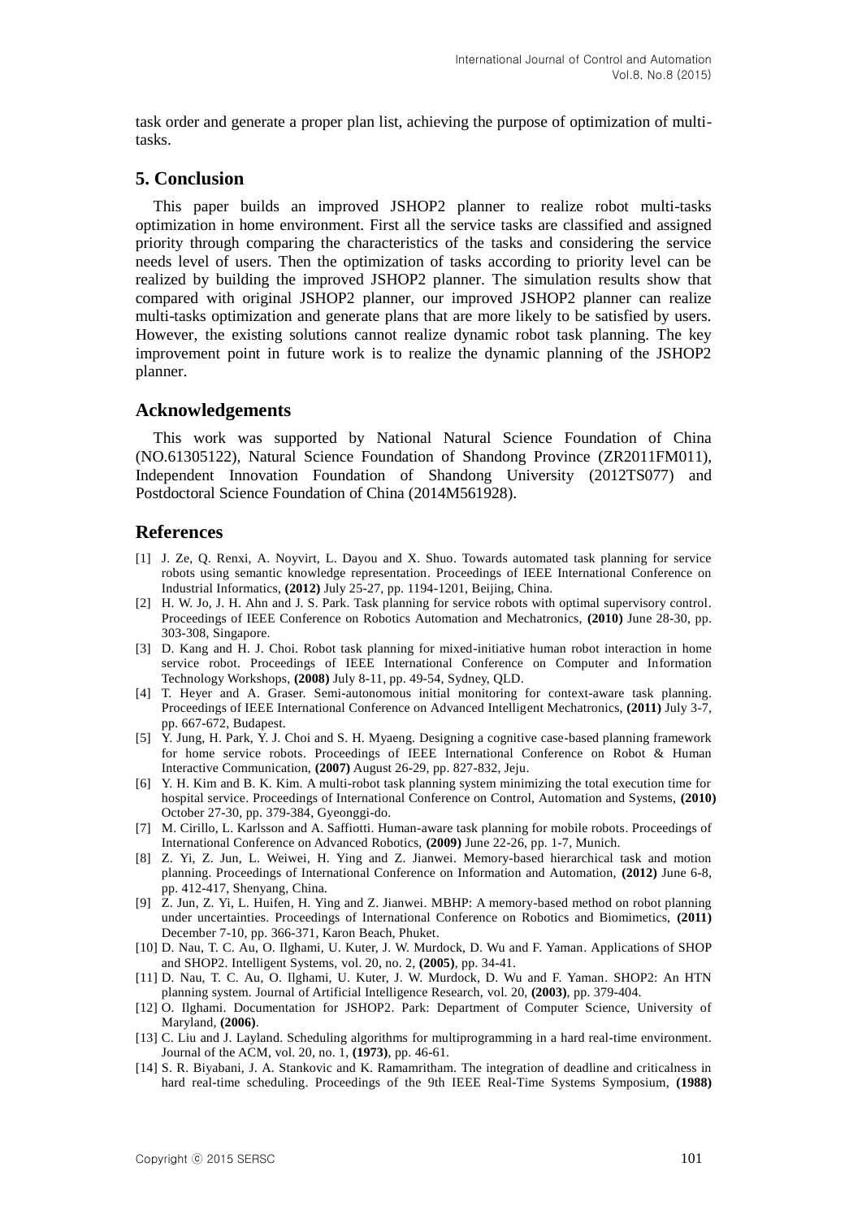task order and generate a proper plan list, achieving the purpose of optimization of multi-tasks.

## 5. Conclusion

This paper builds an improved JSHOP2 planner to realize robot multi-tasks optimization in home environment. First all the service tasks are classified and assigned priority through comparing the characteristics of the tasks and considering the service needs level of users. Then the optimization of tasks according to priority level can be realized by building the improved JSHOP2 planner. The simulation results show that compared with original JSHOP2 planner, our improved JSHOP2 planner can realize multi-tasks optimization and generate plans that are more likely to be satisfied by users. However, the existing solutions cannot realize dynamic robot task planning. The key improvement point in future work is to realize the dynamic planning of the JSHOP2 planner.

## Acknowledgements

This work was supported by National Natural Science Foundation of China (NO.61305122), Natural Science Foundation of Shandong Province (ZR2011FM011), Independent Innovation Foundation of Shandong University (2012TS077) and Postdoctoral Science Foundation of China (2014M561928).

## References

[1] J. Ze, Q. Renxi, A. Noyvirt, L. Dayou and X. Shuo. Towards automated task planning for service robots using semantic knowledge representation. Proceedings of IEEE International Conference on Industrial Informatics, **(2012)** July 25-27, pp. 1194-1201, Beijing, China.

[2] H. W. Jo, J. H. Ahn and J. S. Park. Task planning for service robots with optimal supervisory control. Proceedings of IEEE Conference on Robotics Automation and Mechatronics, **(2010)** June 28-30, pp. 303-308, Singapore.

[3] D. Kang and H. J. Choi. Robot task planning for mixed-initiative human robot interaction in home service robot. Proceedings of IEEE International Conference on Computer and Information Technology Workshops, **(2008)** July 8-11, pp. 49-54, Sydney, QLD.

[4] T. Heyer and A. Graser. Semi-autonomous initial monitoring for context-aware task planning. Proceedings of IEEE International Conference on Advanced Intelligent Mechatronics, **(2011)** July 3-7, pp. 667-672, Budapest.

[5] Y. Jung, H. Park, Y. J. Choi and S. H. Myaeng. Designing a cognitive case-based planning framework for home service robots. Proceedings of IEEE International Conference on Robot & Human Interactive Communication, **(2007)** August 26-29, pp. 827-832, Jeju.

[6] Y. H. Kim and B. K. Kim. A multi-robot task planning system minimizing the total execution time for hospital service. Proceedings of International Conference on Control, Automation and Systems, **(2010)** October 27-30, pp. 379-384, Gyeonggi-do.

[7] M. Cirillo, L. Karlsson and A. Saffiotti. Human-aware task planning for mobile robots. Proceedings of International Conference on Advanced Robotics, **(2009)** June 22-26, pp. 1-7, Munich.

[8] Z. Yi, Z. Jun, L. Weiwei, H. Ying and Z. Jianwei. Memory-based hierarchical task and motion planning. Proceedings of International Conference on Information and Automation, **(2012)** June 6-8, pp. 412-417, Shenyang, China.

[9] Z. Jun, Z. Yi, L. Huifen, H. Ying and Z. Jianwei. MBHP: A memory-based method on robot planning under uncertainties. Proceedings of International Conference on Robotics and Biomimetics, **(2011)** December 7-10, pp. 366-371, Karon Beach, Phuket.

[10] D. Nau, T. C. Au, O. Ilghami, U. Kuter, J. W. Murdock, D. Wu and F. Yaman. Applications of SHOP and SHOP2. Intelligent Systems, vol. 20, no. 2, **(2005)**, pp. 34-41.

[11] D. Nau, T. C. Au, O. Ilghami, U. Kuter, J. W. Murdock, D. Wu and F. Yaman. SHOP2: An HTN planning system. Journal of Artificial Intelligence Research, vol. 20, **(2003)**, pp. 379-404.

[12] O. Ilghami. Documentation for JSHOP2. Park: Department of Computer Science, University of Maryland, **(2006)**.

[13] C. Liu and J. Layland. Scheduling algorithms for multiprogramming in a hard real-time environment. Journal of the ACM, vol. 20, no. 1, **(1973)**, pp. 46-61.

[14] S. R. Biyabani, J. A. Stankovic and K. Ramamritham. The integration of deadline and criticalness in hard real-time scheduling. Proceedings of the 9th IEEE Real-Time Systems Symposium, **(1988)**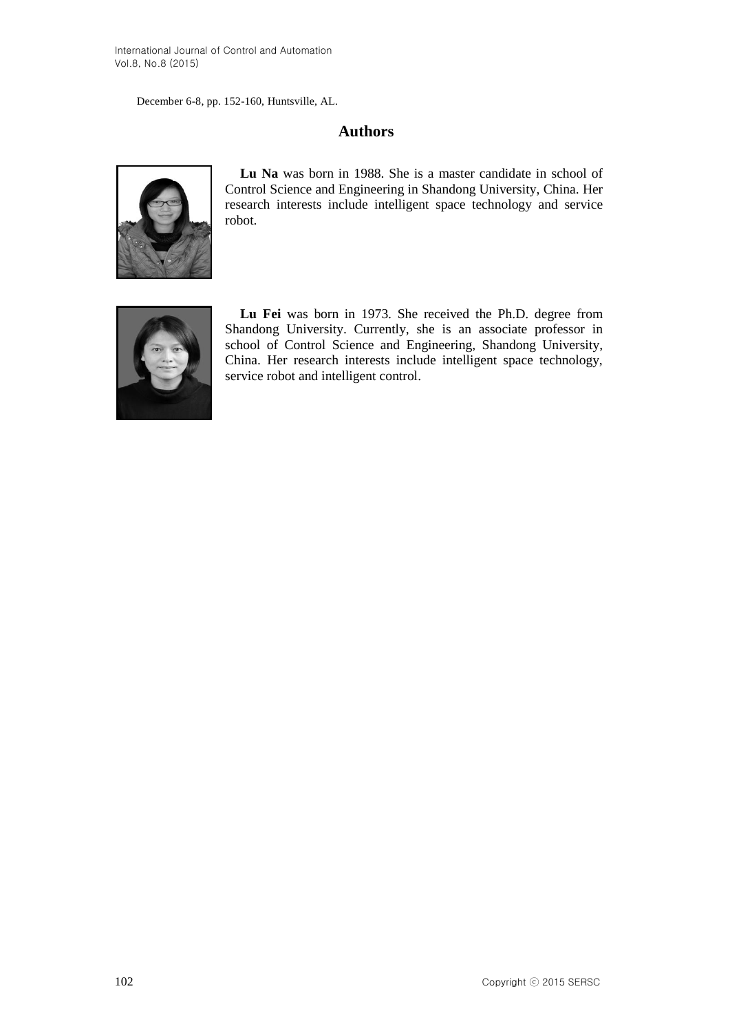December 6-8, pp. 152-160, Huntsville, AL.

## Authors

**Lu Na** was born in 1988. She is a master candidate in school of Control Science and Engineering in Shandong University, China. Her research interests include intelligent space technology and service robot.

**Lu Fei** was born in 1973. She received the Ph.D. degree from Shandong University. Currently, she is an associate professor in school of Control Science and Engineering, Shandong University, China. Her research interests include intelligent space technology, service robot and intelligent control.